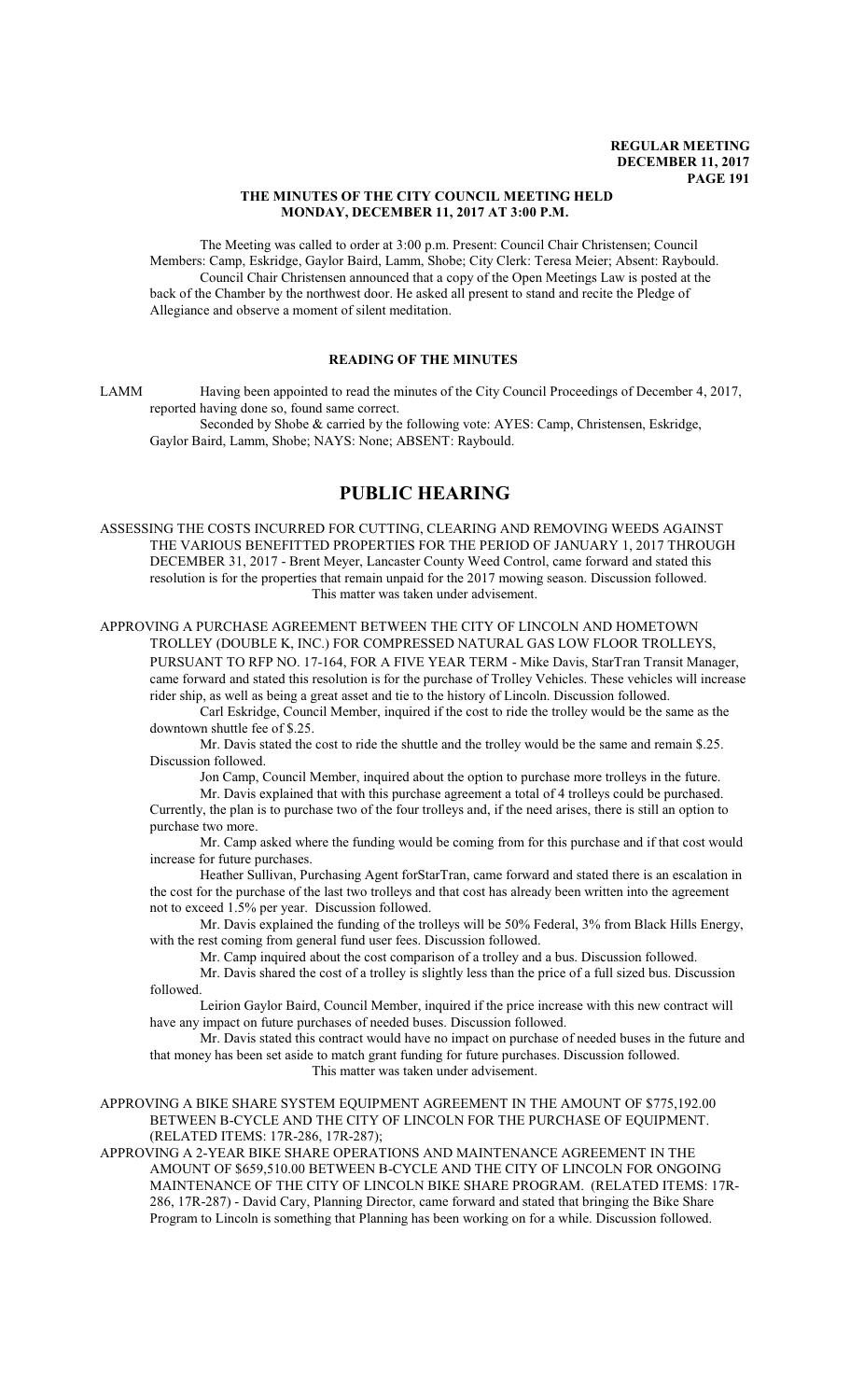### THE MINUTES OF THE CITY COUNCIL MEETING HELD MONDAY, DECEMBER 11, 2017 AT 3:00 P.M.

The Meeting was called to order at 3:00 p.m. Present: Council Chair Christensen; Council Members: Camp, Eskridge, Gaylor Baird, Lamm, Shobe; City Clerk: Teresa Meier; Absent: Raybould.

Council Chair Christensen announced that a copy of the Open Meetings Law is posted at the back of the Chamber by the northwest door. He asked all present to stand and recite the Pledge of Allegiance and observe a moment of silent meditation.

## READING OF THE MINUTES

LAMM Having been appointed to read the minutes of the City Council Proceedings of December 4, 2017, reported having done so, found same correct.

Seconded by Shobe & carried by the following vote: AYES: Camp, Christensen, Eskridge, Gaylor Baird, Lamm, Shobe; NAYS: None; ABSENT: Raybould.

# PUBLIC HEARING

ASSESSING THE COSTS INCURRED FOR CUTTING, CLEARING AND REMOVING WEEDS AGAINST THE VARIOUS BENEFITTED PROPERTIES FOR THE PERIOD OF JANUARY 1, 2017 THROUGH DECEMBER 31, 2017 - Brent Meyer, Lancaster County Weed Control, came forward and stated this resolution is for the properties that remain unpaid for the 2017 mowing season. Discussion followed.

This matter was taken under advisement.

APPROVING A PURCHASE AGREEMENT BETWEEN THE CITY OF LINCOLN AND HOMETOWN TROLLEY (DOUBLE K, INC.) FOR COMPRESSED NATURAL GAS LOW FLOOR TROLLEYS, PURSUANT TO RFP NO. 17-164, FOR A FIVE YEAR TERM - Mike Davis, StarTran Transit Manager, came forward and stated this resolution is for the purchase of Trolley Vehicles. These vehicles will increase rider ship, as well as being a great asset and tie to the history of Lincoln. Discussion followed.

Carl Eskridge, Council Member, inquired if the cost to ride the trolley would be the same as the downtown shuttle fee of $.25.

Mr. Davis stated the cost to ride the shuttle and the trolley would be the same and remain $.25. Discussion followed.

Jon Camp, Council Member, inquired about the option to purchase more trolleys in the future.

Mr. Davis explained that with this purchase agreement a total of 4 trolleys could be purchased. Currently, the plan is to purchase two of the four trolleys and, if the need arises, there is still an option to purchase two more.

Mr. Camp asked where the funding would be coming from for this purchase and if that cost would increase for future purchases.

Heather Sullivan, Purchasing Agent forStarTran, came forward and stated there is an escalation in the cost for the purchase of the last two trolleys and that cost has already been written into the agreement not to exceed 1.5% per year. Discussion followed.

Mr. Davis explained the funding of the trolleys will be 50% Federal, 3% from Black Hills Energy, with the rest coming from general fund user fees. Discussion followed.

Mr. Camp inquired about the cost comparison of a trolley and a bus. Discussion followed.

Mr. Davis shared the cost of a trolley is slightly less than the price of a full sized bus. Discussion followed.

Leirion Gaylor Baird, Council Member, inquired if the price increase with this new contract will have any impact on future purchases of needed buses. Discussion followed.

Mr. Davis stated this contract would have no impact on purchase of needed buses in the future and that money has been set aside to match grant funding for future purchases. Discussion followed.

This matter was taken under advisement.

APPROVING A BIKE SHARE SYSTEM EQUIPMENT AGREEMENT IN THE AMOUNT OF $775,192.00 BETWEEN B-CYCLE AND THE CITY OF LINCOLN FOR THE PURCHASE OF EQUIPMENT. (RELATED ITEMS: 17R-286, 17R-287);

APPROVING A 2-YEAR BIKE SHARE OPERATIONS AND MAINTENANCE AGREEMENT IN THE AMOUNT OF $659,510.00 BETWEEN B-CYCLE AND THE CITY OF LINCOLN FOR ONGOING MAINTENANCE OF THE CITY OF LINCOLN BIKE SHARE PROGRAM. (RELATED ITEMS: 17R-286, 17R-287) - David Cary, Planning Director, came forward and stated that bringing the Bike Share Program to Lincoln is something that Planning has been working on for a while. Discussion followed.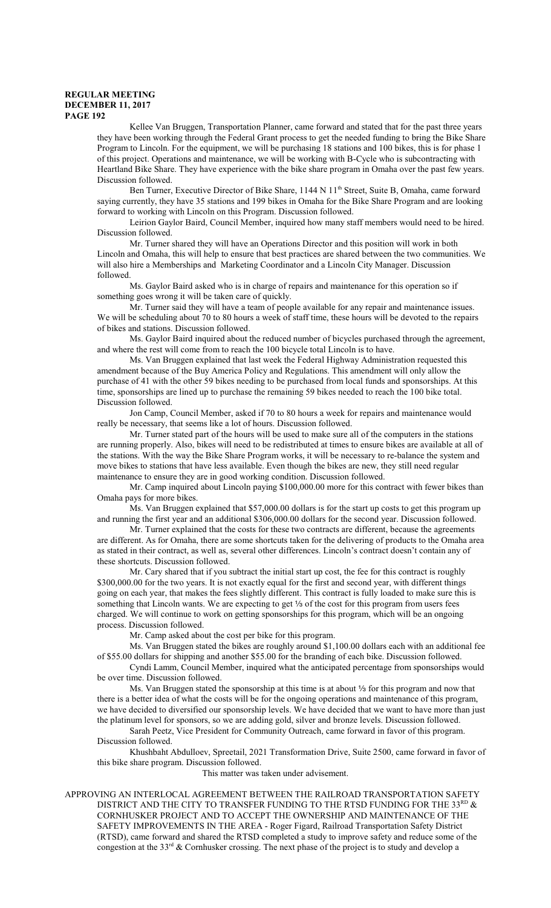Kellee Van Bruggen, Transportation Planner, came forward and stated that for the past three years they have been working through the Federal Grant process to get the needed funding to bring the Bike Share Program to Lincoln. For the equipment, we will be purchasing 18 stations and 100 bikes, this is for phase 1 of this project. Operations and maintenance, we will be working with B-Cycle who is subcontracting with Heartland Bike Share. They have experience with the bike share program in Omaha over the past few years. Discussion followed.

Ben Turner, Executive Director of Bike Share, 1144 N 11th Street, Suite B, Omaha, came forward saying currently, they have 35 stations and 199 bikes in Omaha for the Bike Share Program and are looking forward to working with Lincoln on this Program. Discussion followed.

Leirion Gaylor Baird, Council Member, inquired how many staff members would need to be hired. Discussion followed.

Mr. Turner shared they will have an Operations Director and this position will work in both Lincoln and Omaha, this will help to ensure that best practices are shared between the two communities. We will also hire a Memberships and Marketing Coordinator and a Lincoln City Manager. Discussion followed.

Ms. Gaylor Baird asked who is in charge of repairs and maintenance for this operation so if something goes wrong it will be taken care of quickly.

Mr. Turner said they will have a team of people available for any repair and maintenance issues. We will be scheduling about 70 to 80 hours a week of staff time, these hours will be devoted to the repairs of bikes and stations. Discussion followed.

Ms. Gaylor Baird inquired about the reduced number of bicycles purchased through the agreement, and where the rest will come from to reach the 100 bicycle total Lincoln is to have.

Ms. Van Bruggen explained that last week the Federal Highway Administration requested this amendment because of the Buy America Policy and Regulations. This amendment will only allow the purchase of 41 with the other 59 bikes needing to be purchased from local funds and sponsorships. At this time, sponsorships are lined up to purchase the remaining 59 bikes needed to reach the 100 bike total. Discussion followed.

Jon Camp, Council Member, asked if 70 to 80 hours a week for repairs and maintenance would really be necessary, that seems like a lot of hours. Discussion followed.

Mr. Turner stated part of the hours will be used to make sure all of the computers in the stations are running properly. Also, bikes will need to be redistributed at times to ensure bikes are available at all of the stations. With the way the Bike Share Program works, it will be necessary to re-balance the system and move bikes to stations that have less available. Even though the bikes are new, they still need regular maintenance to ensure they are in good working condition. Discussion followed.

Mr. Camp inquired about Lincoln paying $100,000.00 more for this contract with fewer bikes than Omaha pays for more bikes.

Ms. Van Bruggen explained that $57,000.00 dollars is for the start up costs to get this program up and running the first year and an additional $306,000.00 dollars for the second year. Discussion followed.

Mr. Turner explained that the costs for these two contracts are different, because the agreements are different. As for Omaha, there are some shortcuts taken for the delivering of products to the Omaha area as stated in their contract, as well as, several other differences. Lincoln's contract doesn't contain any of these shortcuts. Discussion followed.

Mr. Cary shared that if you subtract the initial start up cost, the fee for this contract is roughly $300,000.00 for the two years. It is not exactly equal for the first and second year, with different things going on each year, that makes the fees slightly different. This contract is fully loaded to make sure this is something that Lincoln wants. We are expecting to get ⅓ of the cost for this program from users fees charged. We will continue to work on getting sponsorships for this program, which will be an ongoing process. Discussion followed.

Mr. Camp asked about the cost per bike for this program.

Ms. Van Bruggen stated the bikes are roughly around $1,100.00 dollars each with an additional fee of $55.00 dollars for shipping and another $55.00 for the branding of each bike. Discussion followed.

Cyndi Lamm, Council Member, inquired what the anticipated percentage from sponsorships would be over time. Discussion followed.

Ms. Van Bruggen stated the sponsorship at this time is at about ⅓ for this program and now that there is a better idea of what the costs will be for the ongoing operations and maintenance of this program, we have decided to diversified our sponsorship levels. We have decided that we want to have more than just the platinum level for sponsors, so we are adding gold, silver and bronze levels. Discussion followed.

Sarah Peetz, Vice President for Community Outreach, came forward in favor of this program. Discussion followed.

Khushbaht Abdulloev, Spreetail, 2021 Transformation Drive, Suite 2500, came forward in favor of this bike share program. Discussion followed.

This matter was taken under advisement.

APPROVING AN INTERLOCAL AGREEMENT BETWEEN THE RAILROAD TRANSPORTATION SAFETY DISTRICT AND THE CITY TO TRANSFER FUNDING TO THE RTSD FUNDING FOR THE 33RD & CORNHUSKER PROJECT AND TO ACCEPT THE OWNERSHIP AND MAINTENANCE OF THE SAFETY IMPROVEMENTS IN THE AREA - Roger Figard, Railroad Transportation Safety District (RTSD), came forward and shared the RTSD completed a study to improve safety and reduce some of the congestion at the 33rd & Cornhusker crossing. The next phase of the project is to study and develop a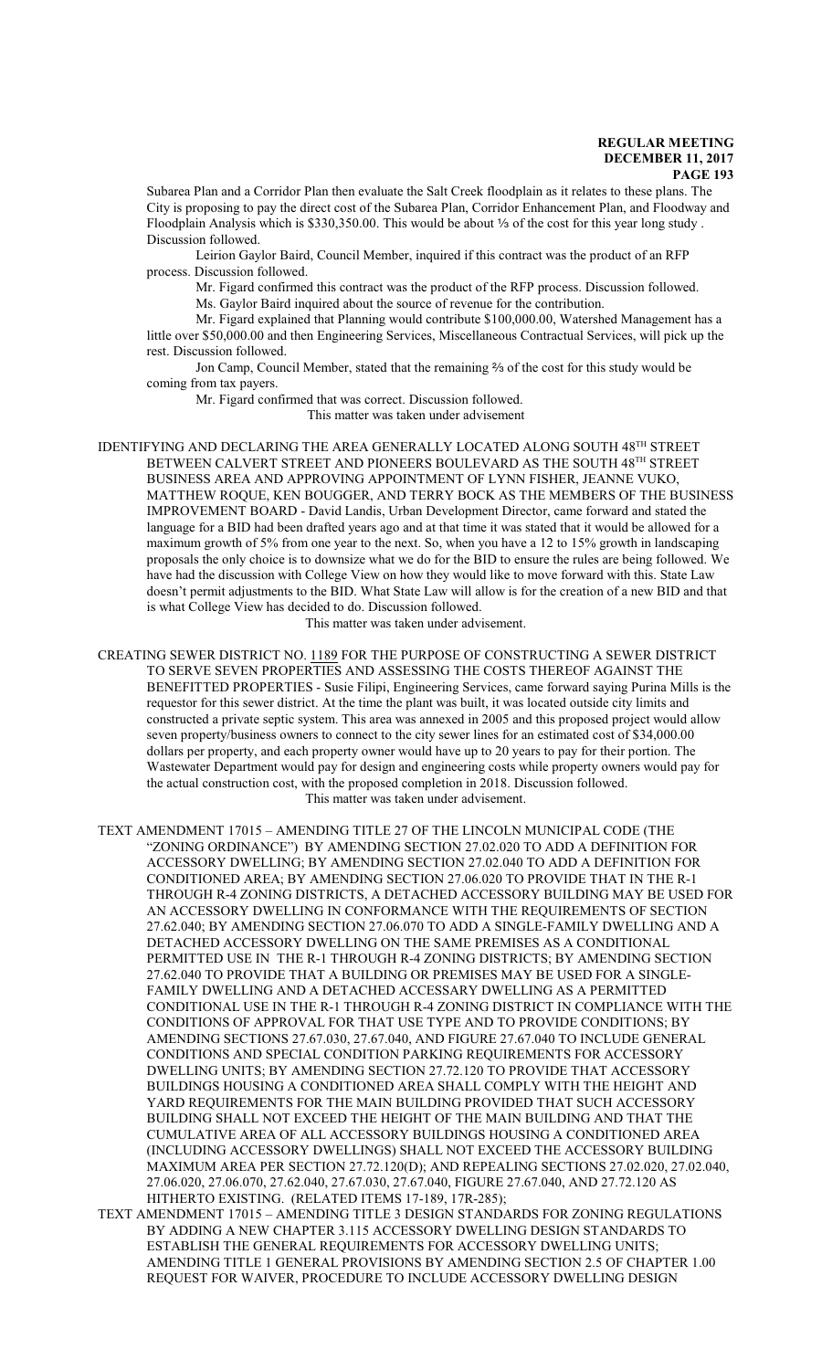Subarea Plan and a Corridor Plan then evaluate the Salt Creek floodplain as it relates to these plans. The City is proposing to pay the direct cost of the Subarea Plan, Corridor Enhancement Plan, and Floodway and Floodplain Analysis which is $330,350.00. This would be about ⅓ of the cost for this year long study . Discussion followed.

Leirion Gaylor Baird, Council Member, inquired if this contract was the product of an RFP process. Discussion followed.

Mr. Figard confirmed this contract was the product of the RFP process. Discussion followed.

Ms. Gaylor Baird inquired about the source of revenue for the contribution.

Mr. Figard explained that Planning would contribute $100,000.00, Watershed Management has a little over $50,000.00 and then Engineering Services, Miscellaneous Contractual Services, will pick up the rest. Discussion followed.

Jon Camp, Council Member, stated that the remaining ⅔ of the cost for this study would be coming from tax payers.

Mr. Figard confirmed that was correct. Discussion followed.

This matter was taken under advisement

IDENTIFYING AND DECLARING THE AREA GENERALLY LOCATED ALONG SOUTH 48TH STREET BETWEEN CALVERT STREET AND PIONEERS BOULEVARD AS THE SOUTH 48TH STREET BUSINESS AREA AND APPROVING APPOINTMENT OF LYNN FISHER, JEANNE VUKO, MATTHEW ROQUE, KEN BOUGGER, AND TERRY BOCK AS THE MEMBERS OF THE BUSINESS IMPROVEMENT BOARD - David Landis, Urban Development Director, came forward and stated the language for a BID had been drafted years ago and at that time it was stated that it would be allowed for a maximum growth of 5% from one year to the next. So, when you have a 12 to 15% growth in landscaping proposals the only choice is to downsize what we do for the BID to ensure the rules are being followed. We have had the discussion with College View on how they would like to move forward with this. State Law doesn't permit adjustments to the BID. What State Law will allow is for the creation of a new BID and that is what College View has decided to do. Discussion followed.

This matter was taken under advisement.

CREATING SEWER DISTRICT NO. 1189 FOR THE PURPOSE OF CONSTRUCTING A SEWER DISTRICT TO SERVE SEVEN PROPERTIES AND ASSESSING THE COSTS THEREOF AGAINST THE BENEFITTED PROPERTIES - Susie Filipi, Engineering Services, came forward saying Purina Mills is the requestor for this sewer district. At the time the plant was built, it was located outside city limits and constructed a private septic system. This area was annexed in 2005 and this proposed project would allow seven property/business owners to connect to the city sewer lines for an estimated cost of $34,000.00 dollars per property, and each property owner would have up to 20 years to pay for their portion. The Wastewater Department would pay for design and engineering costs while property owners would pay for the actual construction cost, with the proposed completion in 2018. Discussion followed.

This matter was taken under advisement.

TEXT AMENDMENT 17015 – AMENDING TITLE 27 OF THE LINCOLN MUNICIPAL CODE (THE "ZONING ORDINANCE") BY AMENDING SECTION 27.02.020 TO ADD A DEFINITION FOR ACCESSORY DWELLING; BY AMENDING SECTION 27.02.040 TO ADD A DEFINITION FOR CONDITIONED AREA; BY AMENDING SECTION 27.06.020 TO PROVIDE THAT IN THE R-1 THROUGH R-4 ZONING DISTRICTS, A DETACHED ACCESSORY BUILDING MAY BE USED FOR AN ACCESSORY DWELLING IN CONFORMANCE WITH THE REQUIREMENTS OF SECTION 27.62.040; BY AMENDING SECTION 27.06.070 TO ADD A SINGLE-FAMILY DWELLING AND A DETACHED ACCESSORY DWELLING ON THE SAME PREMISES AS A CONDITIONAL PERMITTED USE IN THE R-1 THROUGH R-4 ZONING DISTRICTS; BY AMENDING SECTION 27.62.040 TO PROVIDE THAT A BUILDING OR PREMISES MAY BE USED FOR A SINGLE-FAMILY DWELLING AND A DETACHED ACCESSARY DWELLING AS A PERMITTED CONDITIONAL USE IN THE R-1 THROUGH R-4 ZONING DISTRICT IN COMPLIANCE WITH THE CONDITIONS OF APPROVAL FOR THAT USE TYPE AND TO PROVIDE CONDITIONS; BY AMENDING SECTIONS 27.67.030, 27.67.040, AND FIGURE 27.67.040 TO INCLUDE GENERAL CONDITIONS AND SPECIAL CONDITION PARKING REQUIREMENTS FOR ACCESSORY DWELLING UNITS; BY AMENDING SECTION 27.72.120 TO PROVIDE THAT ACCESSORY BUILDINGS HOUSING A CONDITIONED AREA SHALL COMPLY WITH THE HEIGHT AND YARD REQUIREMENTS FOR THE MAIN BUILDING PROVIDED THAT SUCH ACCESSORY BUILDING SHALL NOT EXCEED THE HEIGHT OF THE MAIN BUILDING AND THAT THE CUMULATIVE AREA OF ALL ACCESSORY BUILDINGS HOUSING A CONDITIONED AREA (INCLUDING ACCESSORY DWELLINGS) SHALL NOT EXCEED THE ACCESSORY BUILDING MAXIMUM AREA PER SECTION 27.72.120(D); AND REPEALING SECTIONS 27.02.020, 27.02.040, 27.06.020, 27.06.070, 27.62.040, 27.67.030, 27.67.040, FIGURE 27.67.040, AND 27.72.120 AS HITHERTO EXISTING. (RELATED ITEMS 17-189, 17R-285);

TEXT AMENDMENT 17015 – AMENDING TITLE 3 DESIGN STANDARDS FOR ZONING REGULATIONS BY ADDING A NEW CHAPTER 3.115 ACCESSORY DWELLING DESIGN STANDARDS TO ESTABLISH THE GENERAL REQUIREMENTS FOR ACCESSORY DWELLING UNITS; AMENDING TITLE 1 GENERAL PROVISIONS BY AMENDING SECTION 2.5 OF CHAPTER 1.00 REQUEST FOR WAIVER, PROCEDURE TO INCLUDE ACCESSORY DWELLING DESIGN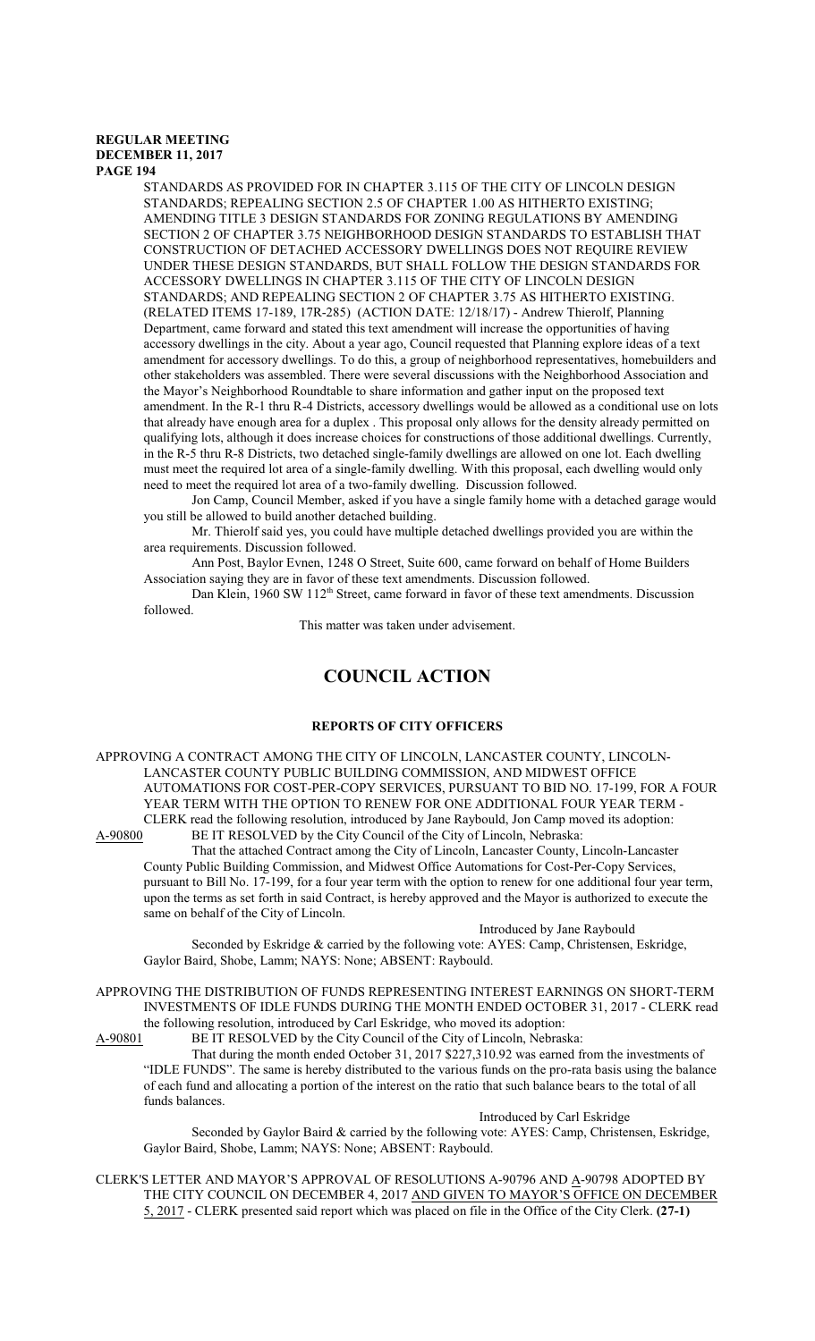STANDARDS AS PROVIDED FOR IN CHAPTER 3.115 OF THE CITY OF LINCOLN DESIGN STANDARDS; REPEALING SECTION 2.5 OF CHAPTER 1.00 AS HITHERTO EXISTING; AMENDING TITLE 3 DESIGN STANDARDS FOR ZONING REGULATIONS BY AMENDING SECTION 2 OF CHAPTER 3.75 NEIGHBORHOOD DESIGN STANDARDS TO ESTABLISH THAT CONSTRUCTION OF DETACHED ACCESSORY DWELLINGS DOES NOT REQUIRE REVIEW UNDER THESE DESIGN STANDARDS, BUT SHALL FOLLOW THE DESIGN STANDARDS FOR ACCESSORY DWELLINGS IN CHAPTER 3.115 OF THE CITY OF LINCOLN DESIGN STANDARDS; AND REPEALING SECTION 2 OF CHAPTER 3.75 AS HITHERTO EXISTING. (RELATED ITEMS 17-189, 17R-285) (ACTION DATE: 12/18/17) - Andrew Thierolf, Planning Department, came forward and stated this text amendment will increase the opportunities of having accessory dwellings in the city. About a year ago, Council requested that Planning explore ideas of a text amendment for accessory dwellings. To do this, a group of neighborhood representatives, homebuilders and other stakeholders was assembled. There were several discussions with the Neighborhood Association and the Mayor's Neighborhood Roundtable to share information and gather input on the proposed text amendment. In the R-1 thru R-4 Districts, accessory dwellings would be allowed as a conditional use on lots that already have enough area for a duplex . This proposal only allows for the density already permitted on qualifying lots, although it does increase choices for constructions of those additional dwellings. Currently, in the R-5 thru R-8 Districts, two detached single-family dwellings are allowed on one lot. Each dwelling must meet the required lot area of a single-family dwelling. With this proposal, each dwelling would only need to meet the required lot area of a two-family dwelling. Discussion followed.

Jon Camp, Council Member, asked if you have a single family home with a detached garage would you still be allowed to build another detached building.

Mr. Thierolf said yes, you could have multiple detached dwellings provided you are within the area requirements. Discussion followed.

Ann Post, Baylor Evnen, 1248 O Street, Suite 600, came forward on behalf of Home Builders Association saying they are in favor of these text amendments. Discussion followed.

Dan Klein, 1960 SW 112th Street, came forward in favor of these text amendments. Discussion followed.

This matter was taken under advisement.

# COUNCIL ACTION

## REPORTS OF CITY OFFICERS

APPROVING A CONTRACT AMONG THE CITY OF LINCOLN, LANCASTER COUNTY, LINCOLN-LANCASTER COUNTY PUBLIC BUILDING COMMISSION, AND MIDWEST OFFICE AUTOMATIONS FOR COST-PER-COPY SERVICES, PURSUANT TO BID NO. 17-199, FOR A FOUR YEAR TERM WITH THE OPTION TO RENEW FOR ONE ADDITIONAL FOUR YEAR TERM - CLERK read the following resolution, introduced by Jane Raybould, Jon Camp moved its adoption:

A-90800 BE IT RESOLVED by the City Council of the City of Lincoln, Nebraska:

That the attached Contract among the City of Lincoln, Lancaster County, Lincoln-Lancaster County Public Building Commission, and Midwest Office Automations for Cost-Per-Copy Services, pursuant to Bill No. 17-199, for a four year term with the option to renew for one additional four year term, upon the terms as set forth in said Contract, is hereby approved and the Mayor is authorized to execute the same on behalf of the City of Lincoln.

Introduced by Jane Raybould

Seconded by Eskridge & carried by the following vote: AYES: Camp, Christensen, Eskridge, Gaylor Baird, Shobe, Lamm; NAYS: None; ABSENT: Raybould.

APPROVING THE DISTRIBUTION OF FUNDS REPRESENTING INTEREST EARNINGS ON SHORT-TERM INVESTMENTS OF IDLE FUNDS DURING THE MONTH ENDED OCTOBER 31, 2017 - CLERK read the following resolution, introduced by Carl Eskridge, who moved its adoption:

A-90801 BE IT RESOLVED by the City Council of the City of Lincoln, Nebraska:

That during the month ended October 31, 2017 $227,310.92 was earned from the investments of "IDLE FUNDS". The same is hereby distributed to the various funds on the pro-rata basis using the balance of each fund and allocating a portion of the interest on the ratio that such balance bears to the total of all funds balances.

Introduced by Carl Eskridge

Seconded by Gaylor Baird & carried by the following vote: AYES: Camp, Christensen, Eskridge, Gaylor Baird, Shobe, Lamm; NAYS: None; ABSENT: Raybould.

CLERK'S LETTER AND MAYOR'S APPROVAL OF RESOLUTIONS A-90796 AND A-90798 ADOPTED BY THE CITY COUNCIL ON DECEMBER 4, 2017 AND GIVEN TO MAYOR'S OFFICE ON DECEMBER 5, 2017 - CLERK presented said report which was placed on file in the Office of the City Clerk. **(27-1)**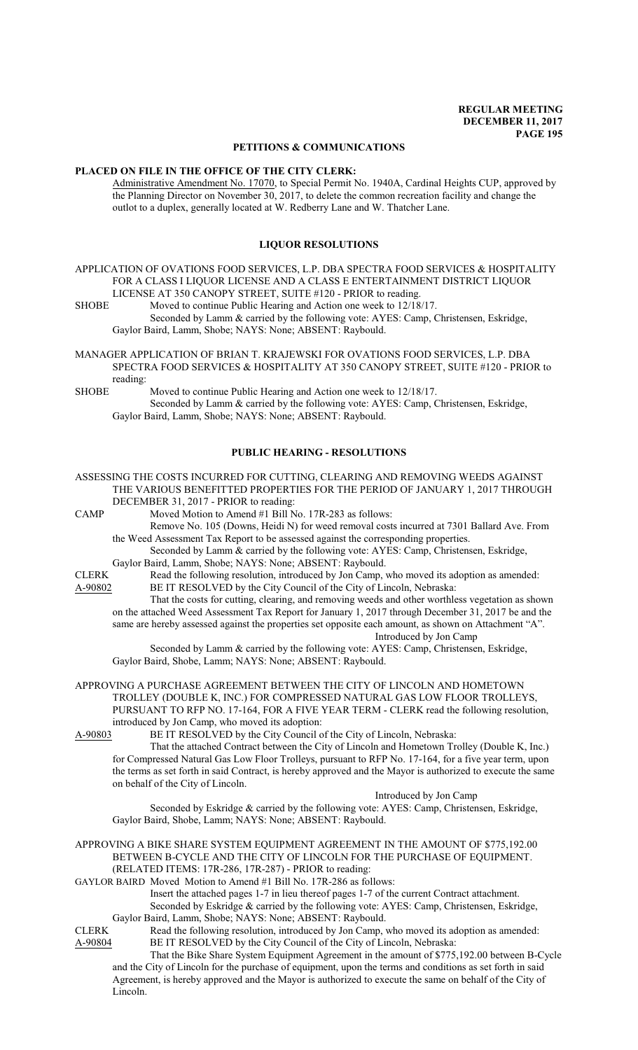## PETITIONS & COMMUNICATIONS

### PLACED ON FILE IN THE OFFICE OF THE CITY CLERK:

Administrative Amendment No. 17070, to Special Permit No. 1940A, Cardinal Heights CUP, approved by the Planning Director on November 30, 2017, to delete the common recreation facility and change the outlot to a duplex, generally located at W. Redberry Lane and W. Thatcher Lane.

## LIQUOR RESOLUTIONS

APPLICATION OF OVATIONS FOOD SERVICES, L.P. DBA SPECTRA FOOD SERVICES & HOSPITALITY FOR A CLASS I LIQUOR LICENSE AND A CLASS E ENTERTAINMENT DISTRICT LIQUOR LICENSE AT 350 CANOPY STREET, SUITE #120 - PRIOR to reading.

SHOBE Moved to continue Public Hearing and Action one week to 12/18/17.

Seconded by Lamm & carried by the following vote: AYES: Camp, Christensen, Eskridge, Gaylor Baird, Lamm, Shobe; NAYS: None; ABSENT: Raybould.

MANAGER APPLICATION OF BRIAN T. KRAJEWSKI FOR OVATIONS FOOD SERVICES, L.P. DBA SPECTRA FOOD SERVICES & HOSPITALITY AT 350 CANOPY STREET, SUITE #120 - PRIOR to reading:

SHOBE Moved to continue Public Hearing and Action one week to 12/18/17.

Seconded by Lamm & carried by the following vote: AYES: Camp, Christensen, Eskridge, Gaylor Baird, Lamm, Shobe; NAYS: None; ABSENT: Raybould.

## PUBLIC HEARING - RESOLUTIONS

ASSESSING THE COSTS INCURRED FOR CUTTING, CLEARING AND REMOVING WEEDS AGAINST THE VARIOUS BENEFITTED PROPERTIES FOR THE PERIOD OF JANUARY 1, 2017 THROUGH DECEMBER 31, 2017 - PRIOR to reading:

CAMP Moved Motion to Amend #1 Bill No. 17R-283 as follows:

Remove No. 105 (Downs, Heidi N) for weed removal costs incurred at 7301 Ballard Ave. From the Weed Assessment Tax Report to be assessed against the corresponding properties.

Seconded by Lamm & carried by the following vote: AYES: Camp, Christensen, Eskridge, Gaylor Baird, Lamm, Shobe; NAYS: None; ABSENT: Raybould.

CLERK Read the following resolution, introduced by Jon Camp, who moved its adoption as amended:

A-90802 BE IT RESOLVED by the City Council of the City of Lincoln, Nebraska:

That the costs for cutting, clearing, and removing weeds and other worthless vegetation as shown on the attached Weed Assessment Tax Report for January 1, 2017 through December 31, 2017 be and the same are hereby assessed against the properties set opposite each amount, as shown on Attachment "A".

Introduced by Jon Camp

Seconded by Lamm & carried by the following vote: AYES: Camp, Christensen, Eskridge, Gaylor Baird, Shobe, Lamm; NAYS: None; ABSENT: Raybould.

APPROVING A PURCHASE AGREEMENT BETWEEN THE CITY OF LINCOLN AND HOMETOWN TROLLEY (DOUBLE K, INC.) FOR COMPRESSED NATURAL GAS LOW FLOOR TROLLEYS, PURSUANT TO RFP NO. 17-164, FOR A FIVE YEAR TERM - CLERK read the following resolution, introduced by Jon Camp, who moved its adoption:

A-90803 BE IT RESOLVED by the City Council of the City of Lincoln, Nebraska:

That the attached Contract between the City of Lincoln and Hometown Trolley (Double K, Inc.) for Compressed Natural Gas Low Floor Trolleys, pursuant to RFP No. 17-164, for a five year term, upon the terms as set forth in said Contract, is hereby approved and the Mayor is authorized to execute the same on behalf of the City of Lincoln.

Introduced by Jon Camp

Seconded by Eskridge & carried by the following vote: AYES: Camp, Christensen, Eskridge, Gaylor Baird, Shobe, Lamm; NAYS: None; ABSENT: Raybould.

APPROVING A BIKE SHARE SYSTEM EQUIPMENT AGREEMENT IN THE AMOUNT OF $775,192.00 BETWEEN B-CYCLE AND THE CITY OF LINCOLN FOR THE PURCHASE OF EQUIPMENT. (RELATED ITEMS: 17R-286, 17R-287) - PRIOR to reading:

GAYLOR BAIRD Moved Motion to Amend #1 Bill No. 17R-286 as follows:

Insert the attached pages 1-7 in lieu thereof pages 1-7 of the current Contract attachment.

Seconded by Eskridge & carried by the following vote: AYES: Camp, Christensen, Eskridge, Gaylor Baird, Lamm, Shobe; NAYS: None; ABSENT: Raybould.

CLERK Read the following resolution, introduced by Jon Camp, who moved its adoption as amended:

A-90804 BE IT RESOLVED by the City Council of the City of Lincoln, Nebraska:

That the Bike Share System Equipment Agreement in the amount of $775,192.00 between B-Cycle and the City of Lincoln for the purchase of equipment, upon the terms and conditions as set forth in said Agreement, is hereby approved and the Mayor is authorized to execute the same on behalf of the City of Lincoln.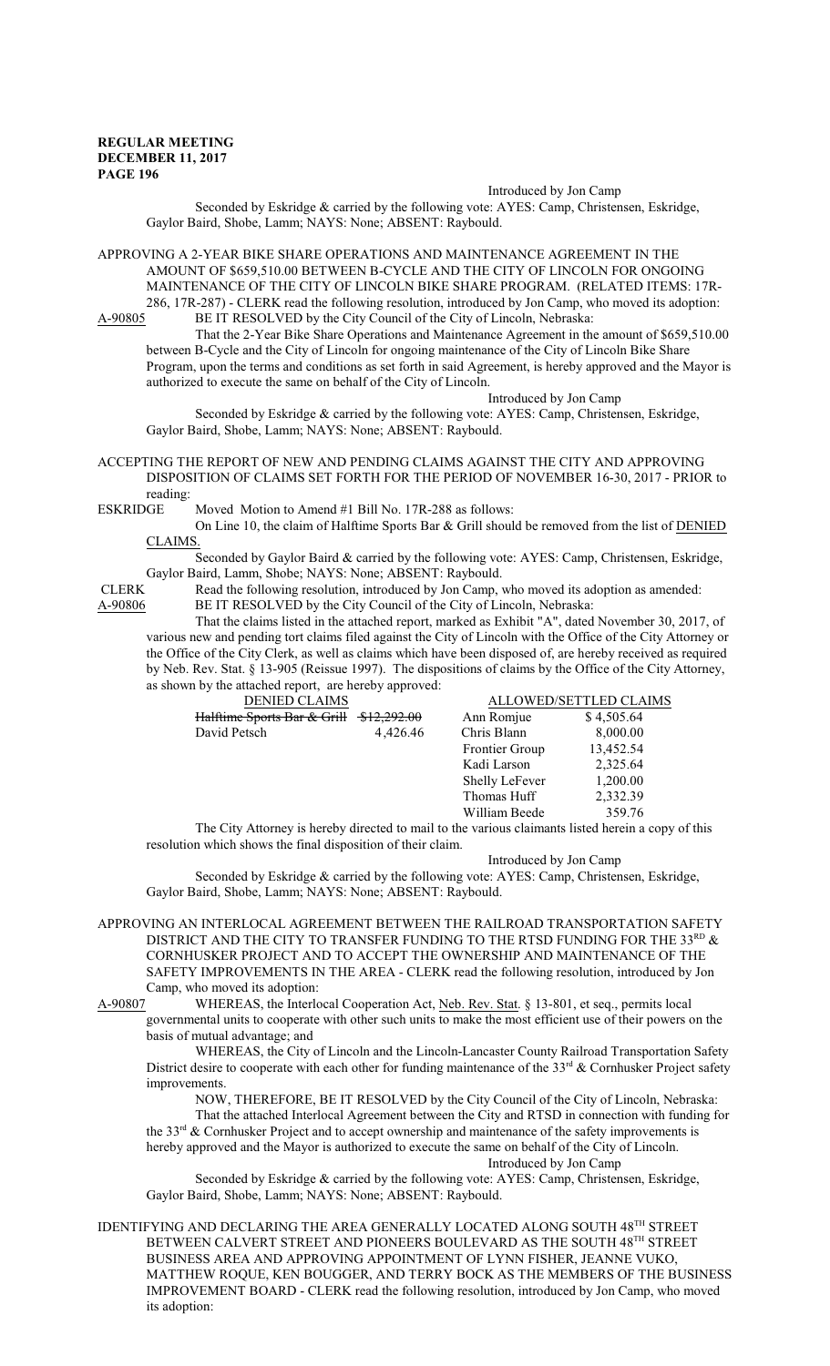Introduced by Jon Camp

Seconded by Eskridge & carried by the following vote: AYES: Camp, Christensen, Eskridge, Gaylor Baird, Shobe, Lamm; NAYS: None; ABSENT: Raybould.

APPROVING A 2-YEAR BIKE SHARE OPERATIONS AND MAINTENANCE AGREEMENT IN THE AMOUNT OF $659,510.00 BETWEEN B-CYCLE AND THE CITY OF LINCOLN FOR ONGOING MAINTENANCE OF THE CITY OF LINCOLN BIKE SHARE PROGRAM. (RELATED ITEMS: 17R-286, 17R-287) - CLERK read the following resolution, introduced by Jon Camp, who moved its adoption:

A-90805 BE IT RESOLVED by the City Council of the City of Lincoln, Nebraska:

That the 2-Year Bike Share Operations and Maintenance Agreement in the amount of $659,510.00 between B-Cycle and the City of Lincoln for ongoing maintenance of the City of Lincoln Bike Share Program, upon the terms and conditions as set forth in said Agreement, is hereby approved and the Mayor is authorized to execute the same on behalf of the City of Lincoln.

Introduced by Jon Camp

Seconded by Eskridge & carried by the following vote: AYES: Camp, Christensen, Eskridge, Gaylor Baird, Shobe, Lamm; NAYS: None; ABSENT: Raybould.

ACCEPTING THE REPORT OF NEW AND PENDING CLAIMS AGAINST THE CITY AND APPROVING DISPOSITION OF CLAIMS SET FORTH FOR THE PERIOD OF NOVEMBER 16-30, 2017 - PRIOR to reading:

ESKRIDGE Moved Motion to Amend #1 Bill No. 17R-288 as follows:

On Line 10, the claim of Halftime Sports Bar & Grill should be removed from the list of DENIED CLAIMS.

Seconded by Gaylor Baird & carried by the following vote: AYES: Camp, Christensen, Eskridge, Gaylor Baird, Lamm, Shobe; NAYS: None; ABSENT: Raybould.

CLERK Read the following resolution, introduced by Jon Camp, who moved its adoption as amended:

A-90806 BE IT RESOLVED by the City Council of the City of Lincoln, Nebraska:

That the claims listed in the attached report, marked as Exhibit "A", dated November 30, 2017, of various new and pending tort claims filed against the City of Lincoln with the Office of the City Attorney or the Office of the City Clerk, as well as claims which have been disposed of, are hereby received as required by Neb. Rev. Stat. § 13-905 (Reissue 1997). The dispositions of claims by the Office of the City Attorney, as shown by the attached report, are hereby approved:

| DENIED CLAIMS | | ALLOWED/SETTLED CLAIMS | |
|---|---|---|---|
| ~~Halftime Sports Bar & Grill~~ | ~~$12,292.00~~ | Ann Romjue | $ 4,505.64 |
| David Petsch | 4,426.46 | Chris Blann | 8,000.00 |
| | | Frontier Group | 13,452.54 |
| | | Kadi Larson | 2,325.64 |
| | | Shelly LeFever | 1,200.00 |
| | | Thomas Huff | 2,332.39 |
| | | William Beede | 359.76 |

The City Attorney is hereby directed to mail to the various claimants listed herein a copy of this resolution which shows the final disposition of their claim.

Introduced by Jon Camp

Seconded by Eskridge & carried by the following vote: AYES: Camp, Christensen, Eskridge, Gaylor Baird, Shobe, Lamm; NAYS: None; ABSENT: Raybould.

APPROVING AN INTERLOCAL AGREEMENT BETWEEN THE RAILROAD TRANSPORTATION SAFETY DISTRICT AND THE CITY TO TRANSFER FUNDING TO THE RTSD FUNDING FOR THE 33RD & CORNHUSKER PROJECT AND TO ACCEPT THE OWNERSHIP AND MAINTENANCE OF THE SAFETY IMPROVEMENTS IN THE AREA - CLERK read the following resolution, introduced by Jon Camp, who moved its adoption:

A-90807 WHEREAS, the Interlocal Cooperation Act, Neb. Rev. Stat. § 13-801, et seq., permits local governmental units to cooperate with other such units to make the most efficient use of their powers on the basis of mutual advantage; and

WHEREAS, the City of Lincoln and the Lincoln-Lancaster County Railroad Transportation Safety District desire to cooperate with each other for funding maintenance of the 33rd & Cornhusker Project safety improvements.

NOW, THEREFORE, BE IT RESOLVED by the City Council of the City of Lincoln, Nebraska:

That the attached Interlocal Agreement between the City and RTSD in connection with funding for the 33rd & Cornhusker Project and to accept ownership and maintenance of the safety improvements is hereby approved and the Mayor is authorized to execute the same on behalf of the City of Lincoln.

Introduced by Jon Camp

Seconded by Eskridge & carried by the following vote: AYES: Camp, Christensen, Eskridge, Gaylor Baird, Shobe, Lamm; NAYS: None; ABSENT: Raybould.

IDENTIFYING AND DECLARING THE AREA GENERALLY LOCATED ALONG SOUTH 48TH STREET BETWEEN CALVERT STREET AND PIONEERS BOULEVARD AS THE SOUTH 48TH STREET BUSINESS AREA AND APPROVING APPOINTMENT OF LYNN FISHER, JEANNE VUKO, MATTHEW ROQUE, KEN BOUGGER, AND TERRY BOCK AS THE MEMBERS OF THE BUSINESS IMPROVEMENT BOARD - CLERK read the following resolution, introduced by Jon Camp, who moved its adoption: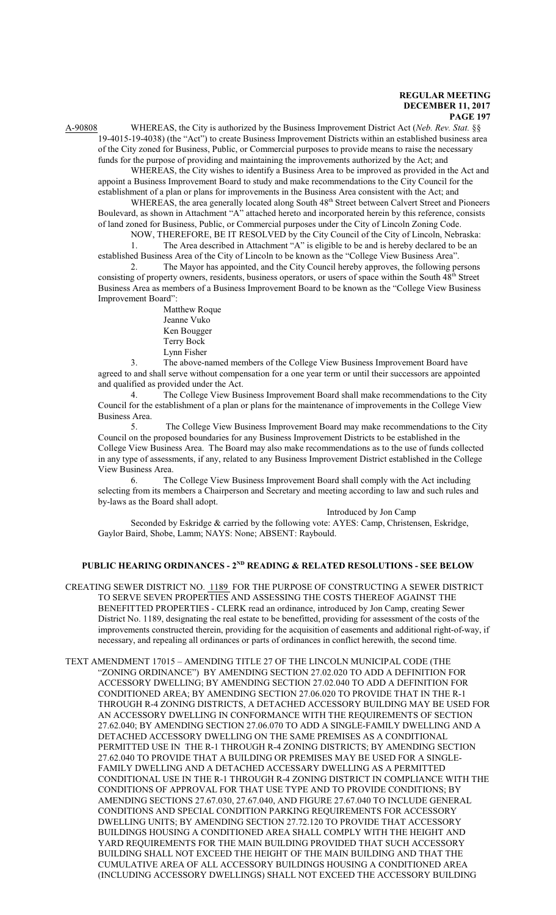A-90808 WHEREAS, the City is authorized by the Business Improvement District Act (*Neb. Rev. Stat.* §§ 19-4015-19-4038) (the "Act") to create Business Improvement Districts within an established business area of the City zoned for Business, Public, or Commercial purposes to provide means to raise the necessary funds for the purpose of providing and maintaining the improvements authorized by the Act; and

WHEREAS, the City wishes to identify a Business Area to be improved as provided in the Act and appoint a Business Improvement Board to study and make recommendations to the City Council for the establishment of a plan or plans for improvements in the Business Area consistent with the Act; and

WHEREAS, the area generally located along South 48th Street between Calvert Street and Pioneers Boulevard, as shown in Attachment "A" attached hereto and incorporated herein by this reference, consists of land zoned for Business, Public, or Commercial purposes under the City of Lincoln Zoning Code.

NOW, THEREFORE, BE IT RESOLVED by the City Council of the City of Lincoln, Nebraska:

1. The Area described in Attachment "A" is eligible to be and is hereby declared to be an established Business Area of the City of Lincoln to be known as the "College View Business Area".

2. The Mayor has appointed, and the City Council hereby approves, the following persons consisting of property owners, residents, business operators, or users of space within the South 48th Street Business Area as members of a Business Improvement Board to be known as the "College View Business Improvement Board":

Matthew Roque
Jeanne Vuko
Ken Bougger
Terry Bock
Lynn Fisher

3. The above-named members of the College View Business Improvement Board have agreed to and shall serve without compensation for a one year term or until their successors are appointed and qualified as provided under the Act.

4. The College View Business Improvement Board shall make recommendations to the City Council for the establishment of a plan or plans for the maintenance of improvements in the College View Business Area.

5. The College View Business Improvement Board may make recommendations to the City Council on the proposed boundaries for any Business Improvement Districts to be established in the College View Business Area. The Board may also make recommendations as to the use of funds collected in any type of assessments, if any, related to any Business Improvement District established in the College View Business Area.

6. The College View Business Improvement Board shall comply with the Act including selecting from its members a Chairperson and Secretary and meeting according to law and such rules and by-laws as the Board shall adopt.

Introduced by Jon Camp

Seconded by Eskridge & carried by the following vote: AYES: Camp, Christensen, Eskridge, Gaylor Baird, Shobe, Lamm; NAYS: None; ABSENT: Raybould.

## PUBLIC HEARING ORDINANCES - 2ND READING & RELATED RESOLUTIONS - SEE BELOW

CREATING SEWER DISTRICT NO. 1189 FOR THE PURPOSE OF CONSTRUCTING A SEWER DISTRICT TO SERVE SEVEN PROPERTIES AND ASSESSING THE COSTS THEREOF AGAINST THE BENEFITTED PROPERTIES - CLERK read an ordinance, introduced by Jon Camp, creating Sewer District No. 1189, designating the real estate to be benefitted, providing for assessment of the costs of the improvements constructed therein, providing for the acquisition of easements and additional right-of-way, if necessary, and repealing all ordinances or parts of ordinances in conflict herewith, the second time.

TEXT AMENDMENT 17015 – AMENDING TITLE 27 OF THE LINCOLN MUNICIPAL CODE (THE "ZONING ORDINANCE") BY AMENDING SECTION 27.02.020 TO ADD A DEFINITION FOR ACCESSORY DWELLING; BY AMENDING SECTION 27.02.040 TO ADD A DEFINITION FOR CONDITIONED AREA; BY AMENDING SECTION 27.06.020 TO PROVIDE THAT IN THE R-1 THROUGH R-4 ZONING DISTRICTS, A DETACHED ACCESSORY BUILDING MAY BE USED FOR AN ACCESSORY DWELLING IN CONFORMANCE WITH THE REQUIREMENTS OF SECTION 27.62.040; BY AMENDING SECTION 27.06.070 TO ADD A SINGLE-FAMILY DWELLING AND A DETACHED ACCESSORY DWELLING ON THE SAME PREMISES AS A CONDITIONAL PERMITTED USE IN THE R-1 THROUGH R-4 ZONING DISTRICTS; BY AMENDING SECTION 27.62.040 TO PROVIDE THAT A BUILDING OR PREMISES MAY BE USED FOR A SINGLE-FAMILY DWELLING AND A DETACHED ACCESSARY DWELLING AS A PERMITTED CONDITIONAL USE IN THE R-1 THROUGH R-4 ZONING DISTRICT IN COMPLIANCE WITH THE CONDITIONS OF APPROVAL FOR THAT USE TYPE AND TO PROVIDE CONDITIONS; BY AMENDING SECTIONS 27.67.030, 27.67.040, AND FIGURE 27.67.040 TO INCLUDE GENERAL CONDITIONS AND SPECIAL CONDITION PARKING REQUIREMENTS FOR ACCESSORY DWELLING UNITS; BY AMENDING SECTION 27.72.120 TO PROVIDE THAT ACCESSORY BUILDINGS HOUSING A CONDITIONED AREA SHALL COMPLY WITH THE HEIGHT AND YARD REQUIREMENTS FOR THE MAIN BUILDING PROVIDED THAT SUCH ACCESSORY BUILDING SHALL NOT EXCEED THE HEIGHT OF THE MAIN BUILDING AND THAT THE CUMULATIVE AREA OF ALL ACCESSORY BUILDINGS HOUSING A CONDITIONED AREA (INCLUDING ACCESSORY DWELLINGS) SHALL NOT EXCEED THE ACCESSORY BUILDING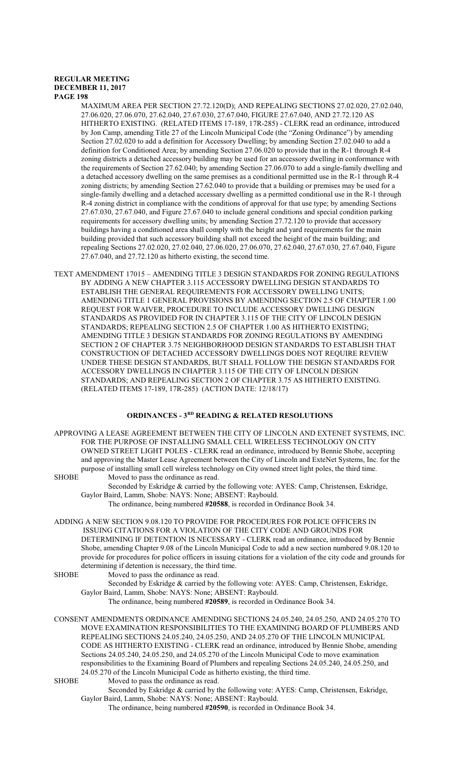MAXIMUM AREA PER SECTION 27.72.120(D); AND REPEALING SECTIONS 27.02.020, 27.02.040, 27.06.020, 27.06.070, 27.62.040, 27.67.030, 27.67.040, FIGURE 27.67.040, AND 27.72.120 AS HITHERTO EXISTING. (RELATED ITEMS 17-189, 17R-285) - CLERK read an ordinance, introduced by Jon Camp, amending Title 27 of the Lincoln Municipal Code (the "Zoning Ordinance") by amending Section 27.02.020 to add a definition for Accessory Dwelling; by amending Section 27.02.040 to add a definition for Conditioned Area; by amending Section 27.06.020 to provide that in the R-1 through R-4 zoning districts a detached accessory building may be used for an accessory dwelling in conformance with the requirements of Section 27.62.040; by amending Section 27.06.070 to add a single-family dwelling and a detached accessory dwelling on the same premises as a conditional permitted use in the R-1 through R-4 zoning districts; by amending Section 27.62.040 to provide that a building or premises may be used for a single-family dwelling and a detached accessary dwelling as a permitted conditional use in the R-1 through R-4 zoning district in compliance with the conditions of approval for that use type; by amending Sections 27.67.030, 27.67.040, and Figure 27.67.040 to include general conditions and special condition parking requirements for accessory dwelling units; by amending Section 27.72.120 to provide that accessory buildings having a conditioned area shall comply with the height and yard requirements for the main building provided that such accessory building shall not exceed the height of the main building; and repealing Sections 27.02.020, 27.02.040, 27.06.020, 27.06.070, 27.62.040, 27.67.030, 27.67.040, Figure 27.67.040, and 27.72.120 as hitherto existing, the second time.

TEXT AMENDMENT 17015 – AMENDING TITLE 3 DESIGN STANDARDS FOR ZONING REGULATIONS BY ADDING A NEW CHAPTER 3.115 ACCESSORY DWELLING DESIGN STANDARDS TO ESTABLISH THE GENERAL REQUIREMENTS FOR ACCESSORY DWELLING UNITS; AMENDING TITLE 1 GENERAL PROVISIONS BY AMENDING SECTION 2.5 OF CHAPTER 1.00 REQUEST FOR WAIVER, PROCEDURE TO INCLUDE ACCESSORY DWELLING DESIGN STANDARDS AS PROVIDED FOR IN CHAPTER 3.115 OF THE CITY OF LINCOLN DESIGN STANDARDS; REPEALING SECTION 2.5 OF CHAPTER 1.00 AS HITHERTO EXISTING; AMENDING TITLE 3 DESIGN STANDARDS FOR ZONING REGULATIONS BY AMENDING SECTION 2 OF CHAPTER 3.75 NEIGHBORHOOD DESIGN STANDARDS TO ESTABLISH THAT CONSTRUCTION OF DETACHED ACCESSORY DWELLINGS DOES NOT REQUIRE REVIEW UNDER THESE DESIGN STANDARDS, BUT SHALL FOLLOW THE DESIGN STANDARDS FOR ACCESSORY DWELLINGS IN CHAPTER 3.115 OF THE CITY OF LINCOLN DESIGN STANDARDS; AND REPEALING SECTION 2 OF CHAPTER 3.75 AS HITHERTO EXISTING. (RELATED ITEMS 17-189, 17R-285) (ACTION DATE: 12/18/17)

## ORDINANCES - 3RD READING & RELATED RESOLUTIONS

APPROVING A LEASE AGREEMENT BETWEEN THE CITY OF LINCOLN AND EXTENET SYSTEMS, INC. FOR THE PURPOSE OF INSTALLING SMALL CELL WIRELESS TECHNOLOGY ON CITY OWNED STREET LIGHT POLES - CLERK read an ordinance, introduced by Bennie Shobe, accepting and approving the Master Lease Agreement between the City of Lincoln and ExteNet Systems, Inc. for the purpose of installing small cell wireless technology on City owned street light poles, the third time.

SHOBE Moved to pass the ordinance as read.

Seconded by Eskridge & carried by the following vote: AYES: Camp, Christensen, Eskridge, Gaylor Baird, Lamm, Shobe: NAYS: None; ABSENT: Raybould.

The ordinance, being numbered **#20588**, is recorded in Ordinance Book 34.

ADDING A NEW SECTION 9.08.120 TO PROVIDE FOR PROCEDURES FOR POLICE OFFICERS IN ISSUING CITATIONS FOR A VIOLATION OF THE CITY CODE AND GROUNDS FOR DETERMINING IF DETENTION IS NECESSARY - CLERK read an ordinance, introduced by Bennie Shobe, amending Chapter 9.08 of the Lincoln Municipal Code to add a new section numbered 9.08.120 to provide for procedures for police officers in issuing citations for a violation of the city code and grounds for determining if detention is necessary, the third time.

SHOBE Moved to pass the ordinance as read.

Seconded by Eskridge & carried by the following vote: AYES: Camp, Christensen, Eskridge, Gaylor Baird, Lamm, Shobe: NAYS: None; ABSENT: Raybould.

The ordinance, being numbered **#20589**, is recorded in Ordinance Book 34.

CONSENT AMENDMENTS ORDINANCE AMENDING SECTIONS 24.05.240, 24.05.250, AND 24.05.270 TO MOVE EXAMINATION RESPONSIBILITIES TO THE EXAMINING BOARD OF PLUMBERS AND REPEALING SECTIONS 24.05.240, 24.05.250, AND 24.05.270 OF THE LINCOLN MUNICIPAL CODE AS HITHERTO EXISTING - CLERK read an ordinance, introduced by Bennie Shobe, amending Sections 24.05.240, 24.05.250, and 24.05.270 of the Lincoln Municipal Code to move examination responsibilities to the Examining Board of Plumbers and repealing Sections 24.05.240, 24.05.250, and 24.05.270 of the Lincoln Municipal Code as hitherto existing, the third time.

SHOBE Moved to pass the ordinance as read.

Seconded by Eskridge & carried by the following vote: AYES: Camp, Christensen, Eskridge, Gaylor Baird, Lamm, Shobe: NAYS: None; ABSENT: Raybould.

The ordinance, being numbered **#20590**, is recorded in Ordinance Book 34.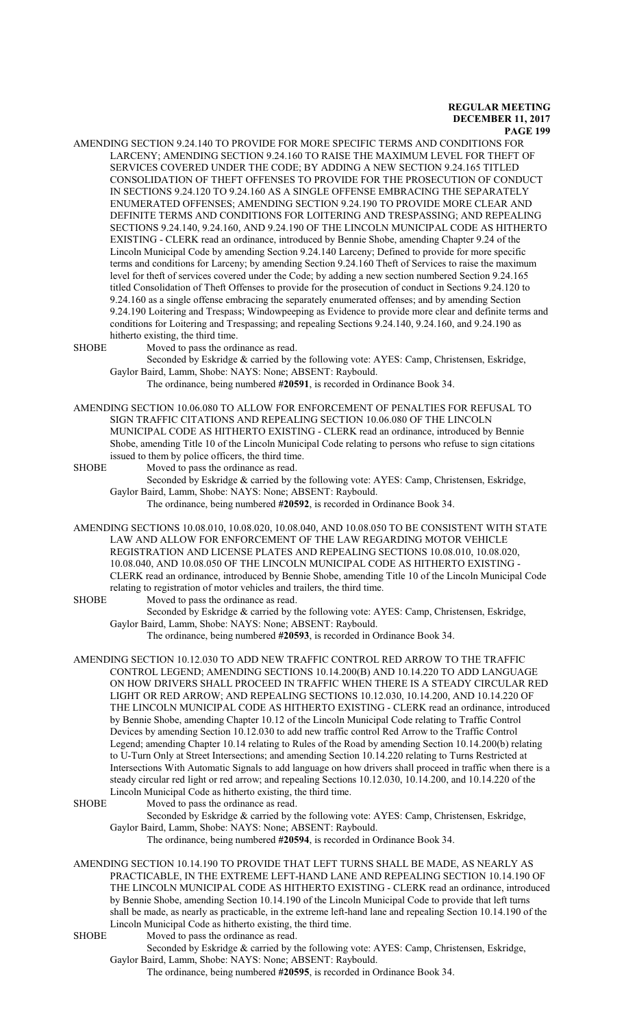AMENDING SECTION 9.24.140 TO PROVIDE FOR MORE SPECIFIC TERMS AND CONDITIONS FOR LARCENY; AMENDING SECTION 9.24.160 TO RAISE THE MAXIMUM LEVEL FOR THEFT OF SERVICES COVERED UNDER THE CODE; BY ADDING A NEW SECTION 9.24.165 TITLED CONSOLIDATION OF THEFT OFFENSES TO PROVIDE FOR THE PROSECUTION OF CONDUCT IN SECTIONS 9.24.120 TO 9.24.160 AS A SINGLE OFFENSE EMBRACING THE SEPARATELY ENUMERATED OFFENSES; AMENDING SECTION 9.24.190 TO PROVIDE MORE CLEAR AND DEFINITE TERMS AND CONDITIONS FOR LOITERING AND TRESPASSING; AND REPEALING SECTIONS 9.24.140, 9.24.160, AND 9.24.190 OF THE LINCOLN MUNICIPAL CODE AS HITHERTO EXISTING - CLERK read an ordinance, introduced by Bennie Shobe, amending Chapter 9.24 of the Lincoln Municipal Code by amending Section 9.24.140 Larceny; Defined to provide for more specific terms and conditions for Larceny; by amending Section 9.24.160 Theft of Services to raise the maximum level for theft of services covered under the Code; by adding a new section numbered Section 9.24.165 titled Consolidation of Theft Offenses to provide for the prosecution of conduct in Sections 9.24.120 to 9.24.160 as a single offense embracing the separately enumerated offenses; and by amending Section 9.24.190 Loitering and Trespass; Windowpeeping as Evidence to provide more clear and definite terms and conditions for Loitering and Trespassing; and repealing Sections 9.24.140, 9.24.160, and 9.24.190 as hitherto existing, the third time.

SHOBE Moved to pass the ordinance as read.

Seconded by Eskridge & carried by the following vote: AYES: Camp, Christensen, Eskridge, Gaylor Baird, Lamm, Shobe: NAYS: None; ABSENT: Raybould.

The ordinance, being numbered **#20591**, is recorded in Ordinance Book 34.

AMENDING SECTION 10.06.080 TO ALLOW FOR ENFORCEMENT OF PENALTIES FOR REFUSAL TO SIGN TRAFFIC CITATIONS AND REPEALING SECTION 10.06.080 OF THE LINCOLN MUNICIPAL CODE AS HITHERTO EXISTING - CLERK read an ordinance, introduced by Bennie Shobe, amending Title 10 of the Lincoln Municipal Code relating to persons who refuse to sign citations issued to them by police officers, the third time.

SHOBE Moved to pass the ordinance as read.

Seconded by Eskridge & carried by the following vote: AYES: Camp, Christensen, Eskridge, Gaylor Baird, Lamm, Shobe: NAYS: None; ABSENT: Raybould.

The ordinance, being numbered **#20592**, is recorded in Ordinance Book 34.

AMENDING SECTIONS 10.08.010, 10.08.020, 10.08.040, AND 10.08.050 TO BE CONSISTENT WITH STATE LAW AND ALLOW FOR ENFORCEMENT OF THE LAW REGARDING MOTOR VEHICLE REGISTRATION AND LICENSE PLATES AND REPEALING SECTIONS 10.08.010, 10.08.020, 10.08.040, AND 10.08.050 OF THE LINCOLN MUNICIPAL CODE AS HITHERTO EXISTING - CLERK read an ordinance, introduced by Bennie Shobe, amending Title 10 of the Lincoln Municipal Code relating to registration of motor vehicles and trailers, the third time.

SHOBE Moved to pass the ordinance as read.

Seconded by Eskridge & carried by the following vote: AYES: Camp, Christensen, Eskridge, Gaylor Baird, Lamm, Shobe: NAYS: None; ABSENT: Raybould.

The ordinance, being numbered **#20593**, is recorded in Ordinance Book 34.

AMENDING SECTION 10.12.030 TO ADD NEW TRAFFIC CONTROL RED ARROW TO THE TRAFFIC CONTROL LEGEND; AMENDING SECTIONS 10.14.200(B) AND 10.14.220 TO ADD LANGUAGE ON HOW DRIVERS SHALL PROCEED IN TRAFFIC WHEN THERE IS A STEADY CIRCULAR RED LIGHT OR RED ARROW; AND REPEALING SECTIONS 10.12.030, 10.14.200, AND 10.14.220 OF THE LINCOLN MUNICIPAL CODE AS HITHERTO EXISTING - CLERK read an ordinance, introduced by Bennie Shobe, amending Chapter 10.12 of the Lincoln Municipal Code relating to Traffic Control Devices by amending Section 10.12.030 to add new traffic control Red Arrow to the Traffic Control Legend; amending Chapter 10.14 relating to Rules of the Road by amending Section 10.14.200(b) relating to U-Turn Only at Street Intersections; and amending Section 10.14.220 relating to Turns Restricted at Intersections With Automatic Signals to add language on how drivers shall proceed in traffic when there is a steady circular red light or red arrow; and repealing Sections 10.12.030, 10.14.200, and 10.14.220 of the Lincoln Municipal Code as hitherto existing, the third time.

SHOBE Moved to pass the ordinance as read.

Seconded by Eskridge & carried by the following vote: AYES: Camp, Christensen, Eskridge, Gaylor Baird, Lamm, Shobe: NAYS: None; ABSENT: Raybould.

The ordinance, being numbered **#20594**, is recorded in Ordinance Book 34.

AMENDING SECTION 10.14.190 TO PROVIDE THAT LEFT TURNS SHALL BE MADE, AS NEARLY AS PRACTICABLE, IN THE EXTREME LEFT-HAND LANE AND REPEALING SECTION 10.14.190 OF THE LINCOLN MUNICIPAL CODE AS HITHERTO EXISTING - CLERK read an ordinance, introduced by Bennie Shobe, amending Section 10.14.190 of the Lincoln Municipal Code to provide that left turns shall be made, as nearly as practicable, in the extreme left-hand lane and repealing Section 10.14.190 of the Lincoln Municipal Code as hitherto existing, the third time.

SHOBE Moved to pass the ordinance as read.

Seconded by Eskridge & carried by the following vote: AYES: Camp, Christensen, Eskridge, Gaylor Baird, Lamm, Shobe: NAYS: None; ABSENT: Raybould.

The ordinance, being numbered **#20595**, is recorded in Ordinance Book 34.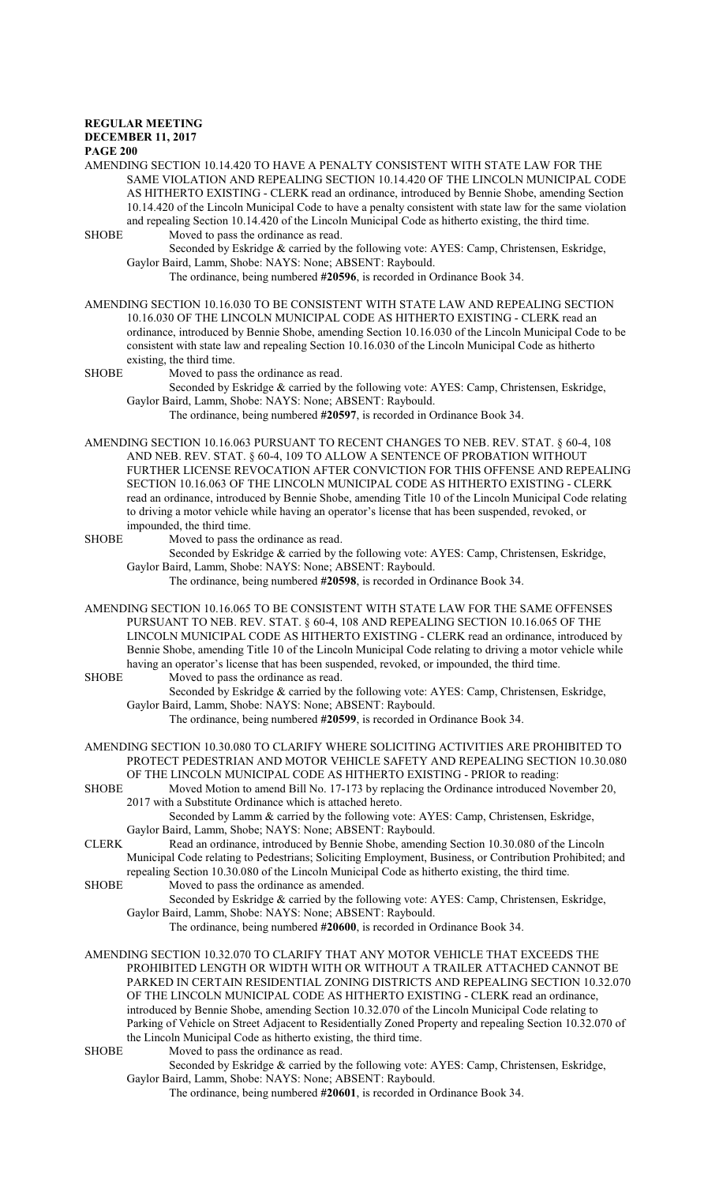AMENDING SECTION 10.14.420 TO HAVE A PENALTY CONSISTENT WITH STATE LAW FOR THE SAME VIOLATION AND REPEALING SECTION 10.14.420 OF THE LINCOLN MUNICIPAL CODE AS HITHERTO EXISTING - CLERK read an ordinance, introduced by Bennie Shobe, amending Section 10.14.420 of the Lincoln Municipal Code to have a penalty consistent with state law for the same violation and repealing Section 10.14.420 of the Lincoln Municipal Code as hitherto existing, the third time.

SHOBE Moved to pass the ordinance as read.

Seconded by Eskridge & carried by the following vote: AYES: Camp, Christensen, Eskridge, Gaylor Baird, Lamm, Shobe: NAYS: None; ABSENT: Raybould.

The ordinance, being numbered **#20596**, is recorded in Ordinance Book 34.

AMENDING SECTION 10.16.030 TO BE CONSISTENT WITH STATE LAW AND REPEALING SECTION 10.16.030 OF THE LINCOLN MUNICIPAL CODE AS HITHERTO EXISTING - CLERK read an ordinance, introduced by Bennie Shobe, amending Section 10.16.030 of the Lincoln Municipal Code to be consistent with state law and repealing Section 10.16.030 of the Lincoln Municipal Code as hitherto existing, the third time.

SHOBE Moved to pass the ordinance as read.

Seconded by Eskridge & carried by the following vote: AYES: Camp, Christensen, Eskridge, Gaylor Baird, Lamm, Shobe: NAYS: None; ABSENT: Raybould.

The ordinance, being numbered **#20597**, is recorded in Ordinance Book 34.

AMENDING SECTION 10.16.063 PURSUANT TO RECENT CHANGES TO NEB. REV. STAT. § 60-4, 108 AND NEB. REV. STAT. § 60-4, 109 TO ALLOW A SENTENCE OF PROBATION WITHOUT FURTHER LICENSE REVOCATION AFTER CONVICTION FOR THIS OFFENSE AND REPEALING SECTION 10.16.063 OF THE LINCOLN MUNICIPAL CODE AS HITHERTO EXISTING - CLERK read an ordinance, introduced by Bennie Shobe, amending Title 10 of the Lincoln Municipal Code relating to driving a motor vehicle while having an operator's license that has been suspended, revoked, or impounded, the third time.

SHOBE Moved to pass the ordinance as read.

Seconded by Eskridge & carried by the following vote: AYES: Camp, Christensen, Eskridge, Gaylor Baird, Lamm, Shobe: NAYS: None; ABSENT: Raybould.

The ordinance, being numbered **#20598**, is recorded in Ordinance Book 34.

AMENDING SECTION 10.16.065 TO BE CONSISTENT WITH STATE LAW FOR THE SAME OFFENSES PURSUANT TO NEB. REV. STAT. § 60-4, 108 AND REPEALING SECTION 10.16.065 OF THE LINCOLN MUNICIPAL CODE AS HITHERTO EXISTING - CLERK read an ordinance, introduced by Bennie Shobe, amending Title 10 of the Lincoln Municipal Code relating to driving a motor vehicle while having an operator's license that has been suspended, revoked, or impounded, the third time.

SHOBE Moved to pass the ordinance as read.

Seconded by Eskridge & carried by the following vote: AYES: Camp, Christensen, Eskridge, Gaylor Baird, Lamm, Shobe: NAYS: None; ABSENT: Raybould.

The ordinance, being numbered **#20599**, is recorded in Ordinance Book 34.

AMENDING SECTION 10.30.080 TO CLARIFY WHERE SOLICITING ACTIVITIES ARE PROHIBITED TO PROTECT PEDESTRIAN AND MOTOR VEHICLE SAFETY AND REPEALING SECTION 10.30.080 OF THE LINCOLN MUNICIPAL CODE AS HITHERTO EXISTING - PRIOR to reading:

SHOBE Moved Motion to amend Bill No. 17-173 by replacing the Ordinance introduced November 20, 2017 with a Substitute Ordinance which is attached hereto.

Seconded by Lamm & carried by the following vote: AYES: Camp, Christensen, Eskridge, Gaylor Baird, Lamm, Shobe; NAYS: None; ABSENT: Raybould.

CLERK Read an ordinance, introduced by Bennie Shobe, amending Section 10.30.080 of the Lincoln Municipal Code relating to Pedestrians; Soliciting Employment, Business, or Contribution Prohibited; and repealing Section 10.30.080 of the Lincoln Municipal Code as hitherto existing, the third time.

SHOBE Moved to pass the ordinance as amended.

Seconded by Eskridge & carried by the following vote: AYES: Camp, Christensen, Eskridge, Gaylor Baird, Lamm, Shobe: NAYS: None; ABSENT: Raybould.

The ordinance, being numbered **#20600**, is recorded in Ordinance Book 34.

AMENDING SECTION 10.32.070 TO CLARIFY THAT ANY MOTOR VEHICLE THAT EXCEEDS THE PROHIBITED LENGTH OR WIDTH WITH OR WITHOUT A TRAILER ATTACHED CANNOT BE PARKED IN CERTAIN RESIDENTIAL ZONING DISTRICTS AND REPEALING SECTION 10.32.070 OF THE LINCOLN MUNICIPAL CODE AS HITHERTO EXISTING - CLERK read an ordinance, introduced by Bennie Shobe, amending Section 10.32.070 of the Lincoln Municipal Code relating to Parking of Vehicle on Street Adjacent to Residentially Zoned Property and repealing Section 10.32.070 of the Lincoln Municipal Code as hitherto existing, the third time.

SHOBE Moved to pass the ordinance as read.

Seconded by Eskridge & carried by the following vote: AYES: Camp, Christensen, Eskridge, Gaylor Baird, Lamm, Shobe: NAYS: None; ABSENT: Raybould.

The ordinance, being numbered **#20601**, is recorded in Ordinance Book 34.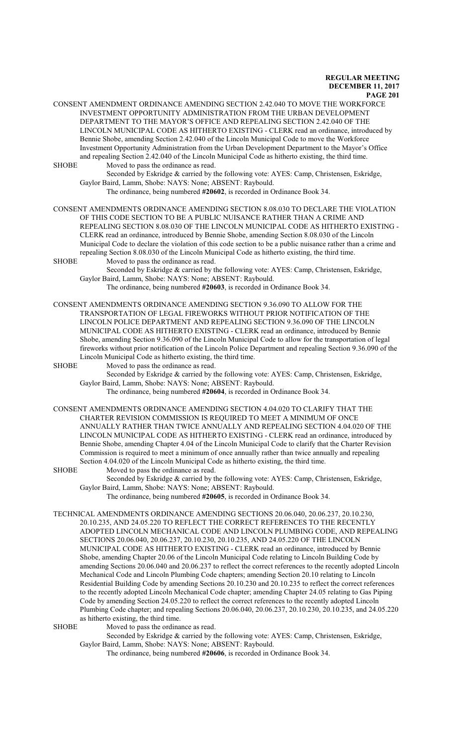CONSENT AMENDMENT ORDINANCE AMENDING SECTION 2.42.040 TO MOVE THE WORKFORCE INVESTMENT OPPORTUNITY ADMINISTRATION FROM THE URBAN DEVELOPMENT DEPARTMENT TO THE MAYOR'S OFFICE AND REPEALING SECTION 2.42.040 OF THE LINCOLN MUNICIPAL CODE AS HITHERTO EXISTING - CLERK read an ordinance, introduced by Bennie Shobe, amending Section 2.42.040 of the Lincoln Municipal Code to move the Workforce Investment Opportunity Administration from the Urban Development Department to the Mayor's Office and repealing Section 2.42.040 of the Lincoln Municipal Code as hitherto existing, the third time.

SHOBE Moved to pass the ordinance as read.

Seconded by Eskridge & carried by the following vote: AYES: Camp, Christensen, Eskridge, Gaylor Baird, Lamm, Shobe: NAYS: None; ABSENT: Raybould.

The ordinance, being numbered **#20602**, is recorded in Ordinance Book 34.

CONSENT AMENDMENTS ORDINANCE AMENDING SECTION 8.08.030 TO DECLARE THE VIOLATION OF THIS CODE SECTION TO BE A PUBLIC NUISANCE RATHER THAN A CRIME AND REPEALING SECTION 8.08.030 OF THE LINCOLN MUNICIPAL CODE AS HITHERTO EXISTING - CLERK read an ordinance, introduced by Bennie Shobe, amending Section 8.08.030 of the Lincoln Municipal Code to declare the violation of this code section to be a public nuisance rather than a crime and repealing Section 8.08.030 of the Lincoln Municipal Code as hitherto existing, the third time.

SHOBE Moved to pass the ordinance as read.

Seconded by Eskridge & carried by the following vote: AYES: Camp, Christensen, Eskridge, Gaylor Baird, Lamm, Shobe: NAYS: None; ABSENT: Raybould.

The ordinance, being numbered **#20603**, is recorded in Ordinance Book 34.

CONSENT AMENDMENTS ORDINANCE AMENDING SECTION 9.36.090 TO ALLOW FOR THE TRANSPORTATION OF LEGAL FIREWORKS WITHOUT PRIOR NOTIFICATION OF THE LINCOLN POLICE DEPARTMENT AND REPEALING SECTION 9.36.090 OF THE LINCOLN MUNICIPAL CODE AS HITHERTO EXISTING - CLERK read an ordinance, introduced by Bennie Shobe, amending Section 9.36.090 of the Lincoln Municipal Code to allow for the transportation of legal fireworks without prior notification of the Lincoln Police Department and repealing Section 9.36.090 of the Lincoln Municipal Code as hitherto existing, the third time.

SHOBE Moved to pass the ordinance as read.

Seconded by Eskridge & carried by the following vote: AYES: Camp, Christensen, Eskridge, Gaylor Baird, Lamm, Shobe: NAYS: None; ABSENT: Raybould.

The ordinance, being numbered **#20604**, is recorded in Ordinance Book 34.

CONSENT AMENDMENTS ORDINANCE AMENDING SECTION 4.04.020 TO CLARIFY THAT THE CHARTER REVISION COMMISSION IS REQUIRED TO MEET A MINIMUM OF ONCE ANNUALLY RATHER THAN TWICE ANNUALLY AND REPEALING SECTION 4.04.020 OF THE LINCOLN MUNICIPAL CODE AS HITHERTO EXISTING - CLERK read an ordinance, introduced by Bennie Shobe, amending Chapter 4.04 of the Lincoln Municipal Code to clarify that the Charter Revision Commission is required to meet a minimum of once annually rather than twice annually and repealing Section 4.04.020 of the Lincoln Municipal Code as hitherto existing, the third time.

SHOBE Moved to pass the ordinance as read.

Seconded by Eskridge & carried by the following vote: AYES: Camp, Christensen, Eskridge, Gaylor Baird, Lamm, Shobe: NAYS: None; ABSENT: Raybould.

The ordinance, being numbered **#20605**, is recorded in Ordinance Book 34.

TECHNICAL AMENDMENTS ORDINANCE AMENDING SECTIONS 20.06.040, 20.06.237, 20.10.230, 20.10.235, AND 24.05.220 TO REFLECT THE CORRECT REFERENCES TO THE RECENTLY ADOPTED LINCOLN MECHANICAL CODE AND LINCOLN PLUMBING CODE, AND REPEALING SECTIONS 20.06.040, 20.06.237, 20.10.230, 20.10.235, AND 24.05.220 OF THE LINCOLN MUNICIPAL CODE AS HITHERTO EXISTING - CLERK read an ordinance, introduced by Bennie Shobe, amending Chapter 20.06 of the Lincoln Municipal Code relating to Lincoln Building Code by amending Sections 20.06.040 and 20.06.237 to reflect the correct references to the recently adopted Lincoln Mechanical Code and Lincoln Plumbing Code chapters; amending Section 20.10 relating to Lincoln Residential Building Code by amending Sections 20.10.230 and 20.10.235 to reflect the correct references to the recently adopted Lincoln Mechanical Code chapter; amending Chapter 24.05 relating to Gas Piping Code by amending Section 24.05.220 to reflect the correct references to the recently adopted Lincoln Plumbing Code chapter; and repealing Sections 20.06.040, 20.06.237, 20.10.230, 20.10.235, and 24.05.220 as hitherto existing, the third time.

SHOBE Moved to pass the ordinance as read.

Seconded by Eskridge & carried by the following vote: AYES: Camp, Christensen, Eskridge, Gaylor Baird, Lamm, Shobe: NAYS: None; ABSENT: Raybould.

The ordinance, being numbered **#20606**, is recorded in Ordinance Book 34.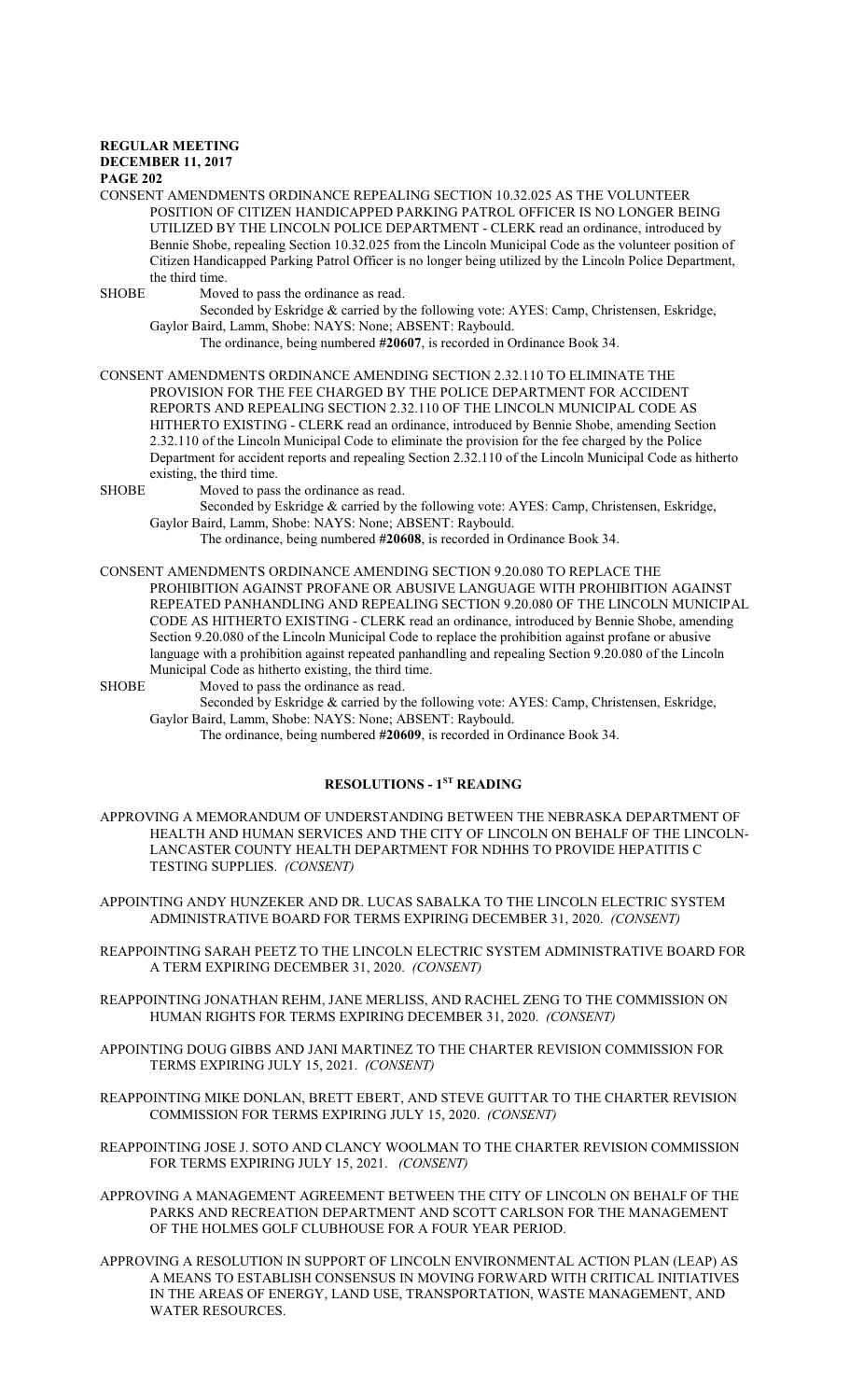CONSENT AMENDMENTS ORDINANCE REPEALING SECTION 10.32.025 AS THE VOLUNTEER POSITION OF CITIZEN HANDICAPPED PARKING PATROL OFFICER IS NO LONGER BEING UTILIZED BY THE LINCOLN POLICE DEPARTMENT - CLERK read an ordinance, introduced by Bennie Shobe, repealing Section 10.32.025 from the Lincoln Municipal Code as the volunteer position of Citizen Handicapped Parking Patrol Officer is no longer being utilized by the Lincoln Police Department, the third time.

SHOBE Moved to pass the ordinance as read.

Seconded by Eskridge & carried by the following vote: AYES: Camp, Christensen, Eskridge, Gaylor Baird, Lamm, Shobe: NAYS: None; ABSENT: Raybould.

The ordinance, being numbered **#20607**, is recorded in Ordinance Book 34.

CONSENT AMENDMENTS ORDINANCE AMENDING SECTION 2.32.110 TO ELIMINATE THE PROVISION FOR THE FEE CHARGED BY THE POLICE DEPARTMENT FOR ACCIDENT REPORTS AND REPEALING SECTION 2.32.110 OF THE LINCOLN MUNICIPAL CODE AS HITHERTO EXISTING - CLERK read an ordinance, introduced by Bennie Shobe, amending Section 2.32.110 of the Lincoln Municipal Code to eliminate the provision for the fee charged by the Police Department for accident reports and repealing Section 2.32.110 of the Lincoln Municipal Code as hitherto existing, the third time.

SHOBE Moved to pass the ordinance as read.

Seconded by Eskridge & carried by the following vote: AYES: Camp, Christensen, Eskridge, Gaylor Baird, Lamm, Shobe: NAYS: None; ABSENT: Raybould.

The ordinance, being numbered **#20608**, is recorded in Ordinance Book 34.

CONSENT AMENDMENTS ORDINANCE AMENDING SECTION 9.20.080 TO REPLACE THE PROHIBITION AGAINST PROFANE OR ABUSIVE LANGUAGE WITH PROHIBITION AGAINST REPEATED PANHANDLING AND REPEALING SECTION 9.20.080 OF THE LINCOLN MUNICIPAL CODE AS HITHERTO EXISTING - CLERK read an ordinance, introduced by Bennie Shobe, amending Section 9.20.080 of the Lincoln Municipal Code to replace the prohibition against profane or abusive language with a prohibition against repeated panhandling and repealing Section 9.20.080 of the Lincoln Municipal Code as hitherto existing, the third time.

SHOBE Moved to pass the ordinance as read.

Seconded by Eskridge & carried by the following vote: AYES: Camp, Christensen, Eskridge, Gaylor Baird, Lamm, Shobe: NAYS: None; ABSENT: Raybould.

The ordinance, being numbered **#20609**, is recorded in Ordinance Book 34.

## RESOLUTIONS - 1ST READING

APPROVING A MEMORANDUM OF UNDERSTANDING BETWEEN THE NEBRASKA DEPARTMENT OF HEALTH AND HUMAN SERVICES AND THE CITY OF LINCOLN ON BEHALF OF THE LINCOLN-LANCASTER COUNTY HEALTH DEPARTMENT FOR NDHHS TO PROVIDE HEPATITIS C TESTING SUPPLIES. *(CONSENT)*

APPOINTING ANDY HUNZEKER AND DR. LUCAS SABALKA TO THE LINCOLN ELECTRIC SYSTEM ADMINISTRATIVE BOARD FOR TERMS EXPIRING DECEMBER 31, 2020. *(CONSENT)*

REAPPOINTING SARAH PEETZ TO THE LINCOLN ELECTRIC SYSTEM ADMINISTRATIVE BOARD FOR A TERM EXPIRING DECEMBER 31, 2020. *(CONSENT)*

REAPPOINTING JONATHAN REHM, JANE MERLISS, AND RACHEL ZENG TO THE COMMISSION ON HUMAN RIGHTS FOR TERMS EXPIRING DECEMBER 31, 2020. *(CONSENT)*

APPOINTING DOUG GIBBS AND JANI MARTINEZ TO THE CHARTER REVISION COMMISSION FOR TERMS EXPIRING JULY 15, 2021. *(CONSENT)*

REAPPOINTING MIKE DONLAN, BRETT EBERT, AND STEVE GUITTAR TO THE CHARTER REVISION COMMISSION FOR TERMS EXPIRING JULY 15, 2020. *(CONSENT)*

REAPPOINTING JOSE J. SOTO AND CLANCY WOOLMAN TO THE CHARTER REVISION COMMISSION FOR TERMS EXPIRING JULY 15, 2021. *(CONSENT)*

APPROVING A MANAGEMENT AGREEMENT BETWEEN THE CITY OF LINCOLN ON BEHALF OF THE PARKS AND RECREATION DEPARTMENT AND SCOTT CARLSON FOR THE MANAGEMENT OF THE HOLMES GOLF CLUBHOUSE FOR A FOUR YEAR PERIOD.

APPROVING A RESOLUTION IN SUPPORT OF LINCOLN ENVIRONMENTAL ACTION PLAN (LEAP) AS A MEANS TO ESTABLISH CONSENSUS IN MOVING FORWARD WITH CRITICAL INITIATIVES IN THE AREAS OF ENERGY, LAND USE, TRANSPORTATION, WASTE MANAGEMENT, AND WATER RESOURCES.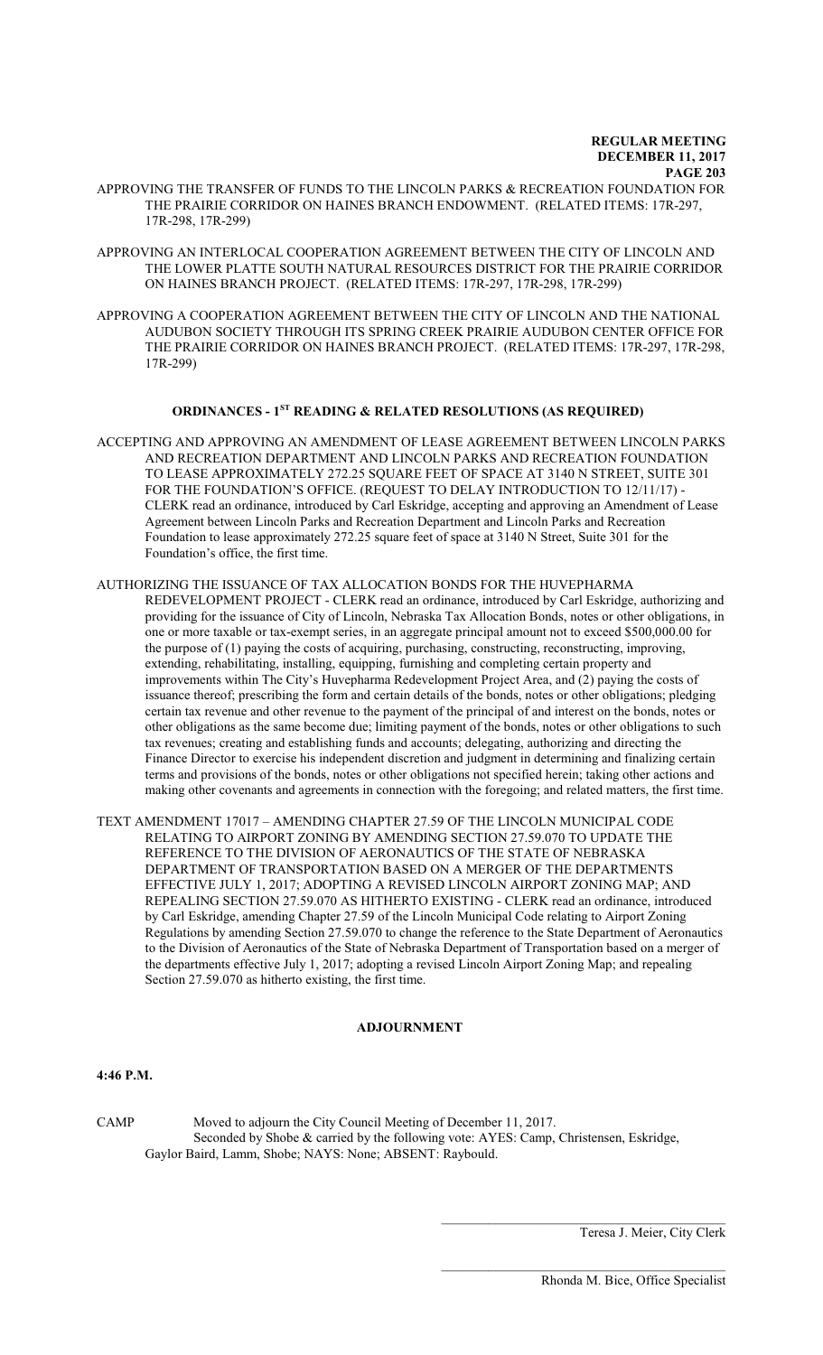APPROVING THE TRANSFER OF FUNDS TO THE LINCOLN PARKS & RECREATION FOUNDATION FOR THE PRAIRIE CORRIDOR ON HAINES BRANCH ENDOWMENT. (RELATED ITEMS: 17R-297, 17R-298, 17R-299)

APPROVING AN INTERLOCAL COOPERATION AGREEMENT BETWEEN THE CITY OF LINCOLN AND THE LOWER PLATTE SOUTH NATURAL RESOURCES DISTRICT FOR THE PRAIRIE CORRIDOR ON HAINES BRANCH PROJECT. (RELATED ITEMS: 17R-297, 17R-298, 17R-299)

APPROVING A COOPERATION AGREEMENT BETWEEN THE CITY OF LINCOLN AND THE NATIONAL AUDUBON SOCIETY THROUGH ITS SPRING CREEK PRAIRIE AUDUBON CENTER OFFICE FOR THE PRAIRIE CORRIDOR ON HAINES BRANCH PROJECT. (RELATED ITEMS: 17R-297, 17R-298, 17R-299)

## ORDINANCES - 1ST READING & RELATED RESOLUTIONS (AS REQUIRED)

ACCEPTING AND APPROVING AN AMENDMENT OF LEASE AGREEMENT BETWEEN LINCOLN PARKS AND RECREATION DEPARTMENT AND LINCOLN PARKS AND RECREATION FOUNDATION TO LEASE APPROXIMATELY 272.25 SQUARE FEET OF SPACE AT 3140 N STREET, SUITE 301 FOR THE FOUNDATION'S OFFICE. (REQUEST TO DELAY INTRODUCTION TO 12/11/17) - CLERK read an ordinance, introduced by Carl Eskridge, accepting and approving an Amendment of Lease Agreement between Lincoln Parks and Recreation Department and Lincoln Parks and Recreation Foundation to lease approximately 272.25 square feet of space at 3140 N Street, Suite 301 for the Foundation's office, the first time.

AUTHORIZING THE ISSUANCE OF TAX ALLOCATION BONDS FOR THE HUVEPHARMA REDEVELOPMENT PROJECT - CLERK read an ordinance, introduced by Carl Eskridge, authorizing and providing for the issuance of City of Lincoln, Nebraska Tax Allocation Bonds, notes or other obligations, in one or more taxable or tax-exempt series, in an aggregate principal amount not to exceed $500,000.00 for the purpose of (1) paying the costs of acquiring, purchasing, constructing, reconstructing, improving, extending, rehabilitating, installing, equipping, furnishing and completing certain property and improvements within The City's Huvepharma Redevelopment Project Area, and (2) paying the costs of issuance thereof; prescribing the form and certain details of the bonds, notes or other obligations; pledging certain tax revenue and other revenue to the payment of the principal of and interest on the bonds, notes or other obligations as the same become due; limiting payment of the bonds, notes or other obligations to such tax revenues; creating and establishing funds and accounts; delegating, authorizing and directing the Finance Director to exercise his independent discretion and judgment in determining and finalizing certain terms and provisions of the bonds, notes or other obligations not specified herein; taking other actions and making other covenants and agreements in connection with the foregoing; and related matters, the first time.

TEXT AMENDMENT 17017 – AMENDING CHAPTER 27.59 OF THE LINCOLN MUNICIPAL CODE RELATING TO AIRPORT ZONING BY AMENDING SECTION 27.59.070 TO UPDATE THE REFERENCE TO THE DIVISION OF AERONAUTICS OF THE STATE OF NEBRASKA DEPARTMENT OF TRANSPORTATION BASED ON A MERGER OF THE DEPARTMENTS EFFECTIVE JULY 1, 2017; ADOPTING A REVISED LINCOLN AIRPORT ZONING MAP; AND REPEALING SECTION 27.59.070 AS HITHERTO EXISTING - CLERK read an ordinance, introduced by Carl Eskridge, amending Chapter 27.59 of the Lincoln Municipal Code relating to Airport Zoning Regulations by amending Section 27.59.070 to change the reference to the State Department of Aeronautics to the Division of Aeronautics of the State of Nebraska Department of Transportation based on a merger of the departments effective July 1, 2017; adopting a revised Lincoln Airport Zoning Map; and repealing Section 27.59.070 as hitherto existing, the first time.

## ADJOURNMENT

**4:46 P.M.**

CAMP Moved to adjourn the City Council Meeting of December 11, 2017.
Seconded by Shobe & carried by the following vote: AYES: Camp, Christensen, Eskridge, Gaylor Baird, Lamm, Shobe; NAYS: None; ABSENT: Raybould.

\_\_\_\_\_\_\_\_\_\_\_\_\_\_\_\_\_\_\_\_\_\_\_\_\_\_\_\_\_\_\_\_\_\_\_\_\_\_\_\_\_\_\_\_
Teresa J. Meier, City Clerk

\_\_\_\_\_\_\_\_\_\_\_\_\_\_\_\_\_\_\_\_\_\_\_\_\_\_\_\_\_\_\_\_\_\_\_\_\_\_\_\_\_\_\_\_
Rhonda M. Bice, Office Specialist